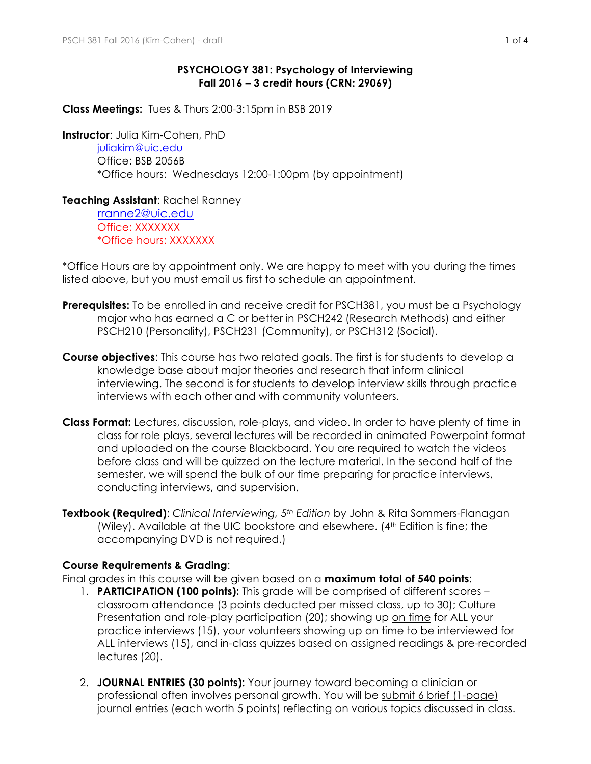**PSYCHOLOGY 381: Psychology of Interviewing**
**Fall 2016 – 3 credit hours (CRN: 29069)**

**Class Meetings:** Tues & Thurs 2:00-3:15pm in BSB 2019

**Instructor**: Julia Kim-Cohen, PhD
juliakim@uic.edu
Office: BSB 2056B
*Office hours: Wednesdays 12:00-1:00pm (by appointment)

**Teaching Assistant**: Rachel Ranney
rranne2@uic.edu
Office: XXXXXXX
*Office hours: XXXXXXX

*Office Hours are by appointment only. We are happy to meet with you during the times listed above, but you must email us first to schedule an appointment.

**Prerequisites:** To be enrolled in and receive credit for PSCH381, you must be a Psychology major who has earned a C or better in PSCH242 (Research Methods) and either PSCH210 (Personality), PSCH231 (Community), or PSCH312 (Social).

**Course objectives**: This course has two related goals. The first is for students to develop a knowledge base about major theories and research that inform clinical interviewing. The second is for students to develop interview skills through practice interviews with each other and with community volunteers.

**Class Format:** Lectures, discussion, role-plays, and video. In order to have plenty of time in class for role plays, several lectures will be recorded in animated Powerpoint format and uploaded on the course Blackboard. You are required to watch the videos before class and will be quizzed on the lecture material. In the second half of the semester, we will spend the bulk of our time preparing for practice interviews, conducting interviews, and supervision.

**Textbook (Required)**: *Clinical Interviewing, 5th Edition* by John & Rita Sommers-Flanagan (Wiley). Available at the UIC bookstore and elsewhere. (4th Edition is fine; the accompanying DVD is not required.)

**Course Requirements & Grading**:
Final grades in this course will be given based on a **maximum total of 540 points**:

1. **PARTICIPATION (100 points):** This grade will be comprised of different scores – classroom attendance (3 points deducted per missed class, up to 30); Culture Presentation and role-play participation (20); showing up on time for ALL your practice interviews (15), your volunteers showing up on time to be interviewed for ALL interviews (15), and in-class quizzes based on assigned readings & pre-recorded lectures (20).

2. **JOURNAL ENTRIES (30 points):** Your journey toward becoming a clinician or professional often involves personal growth. You will be submit 6 brief (1-page) journal entries (each worth 5 points) reflecting on various topics discussed in class.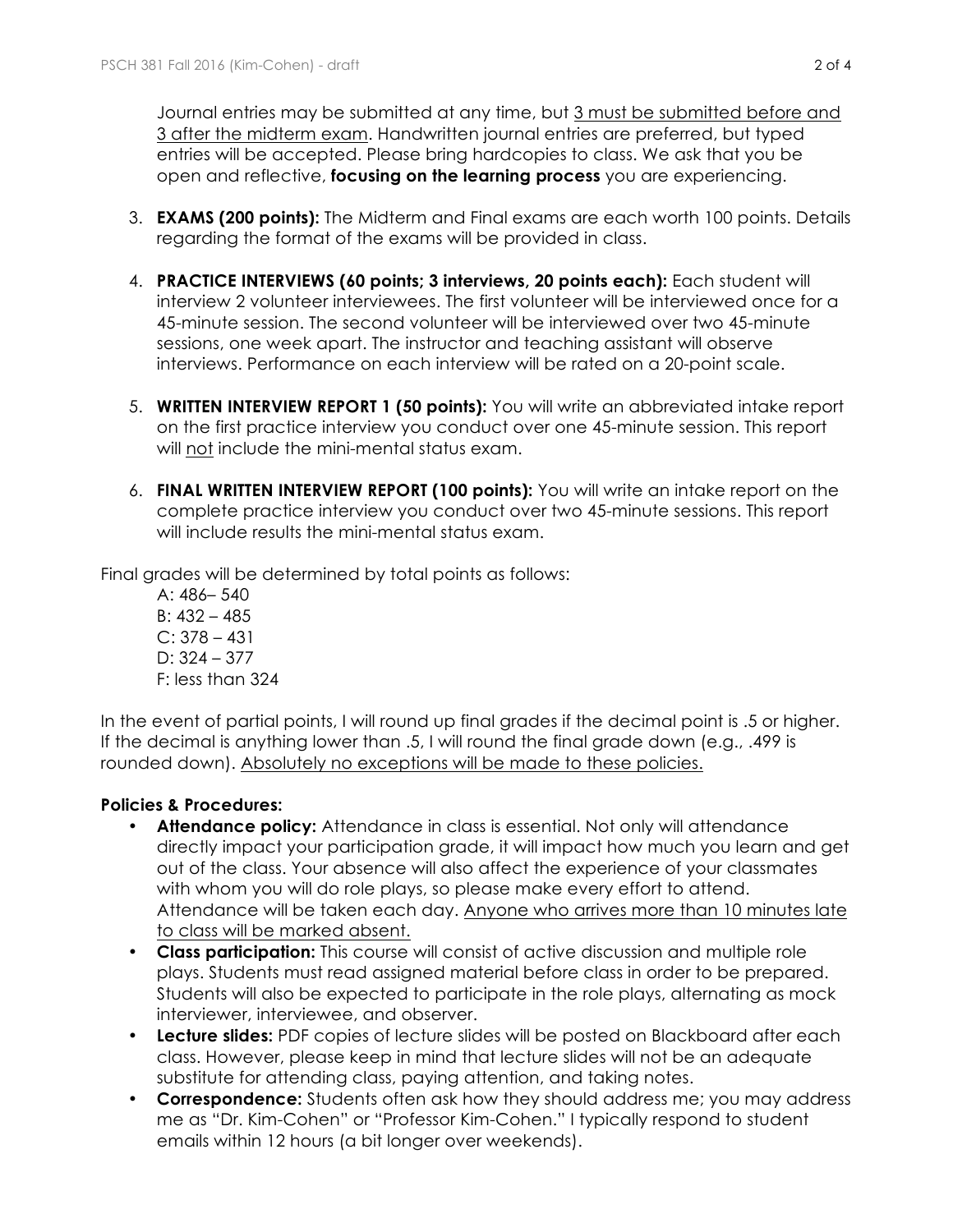Journal entries may be submitted at any time, but <u>3 must be submitted before and 3 after the midterm exam</u>. Handwritten journal entries are preferred, but typed entries will be accepted. Please bring hardcopies to class. We ask that you be open and reflective, **focusing on the learning process** you are experiencing.

3. **EXAMS (200 points):** The Midterm and Final exams are each worth 100 points. Details regarding the format of the exams will be provided in class.

4. **PRACTICE INTERVIEWS (60 points; 3 interviews, 20 points each):** Each student will interview 2 volunteer interviewees. The first volunteer will be interviewed once for a 45-minute session. The second volunteer will be interviewed over two 45-minute sessions, one week apart. The instructor and teaching assistant will observe interviews. Performance on each interview will be rated on a 20-point scale.

5. **WRITTEN INTERVIEW REPORT 1 (50 points):** You will write an abbreviated intake report on the first practice interview you conduct over one 45-minute session. This report will <u>not</u> include the mini-mental status exam.

6. **FINAL WRITTEN INTERVIEW REPORT (100 points):** You will write an intake report on the complete practice interview you conduct over two 45-minute sessions. This report will include results the mini-mental status exam.

Final grades will be determined by total points as follows:

A: 486– 540
B: 432 – 485
C: 378 – 431
D: 324 – 377
F: less than 324

In the event of partial points, I will round up final grades if the decimal point is .5 or higher. If the decimal is anything lower than .5, I will round the final grade down (e.g., .499 is rounded down). <u>Absolutely no exceptions will be made to these policies.</u>

**Policies & Procedures:**

- **Attendance policy:** Attendance in class is essential. Not only will attendance directly impact your participation grade, it will impact how much you learn and get out of the class. Your absence will also affect the experience of your classmates with whom you will do role plays, so please make every effort to attend. Attendance will be taken each day. <u>Anyone who arrives more than 10 minutes late to class will be marked absent.</u>
- **Class participation:** This course will consist of active discussion and multiple role plays. Students must read assigned material before class in order to be prepared. Students will also be expected to participate in the role plays, alternating as mock interviewer, interviewee, and observer.
- **Lecture slides:** PDF copies of lecture slides will be posted on Blackboard after each class. However, please keep in mind that lecture slides will not be an adequate substitute for attending class, paying attention, and taking notes.
- **Correspondence:** Students often ask how they should address me; you may address me as "Dr. Kim-Cohen" or "Professor Kim-Cohen." I typically respond to student emails within 12 hours (a bit longer over weekends).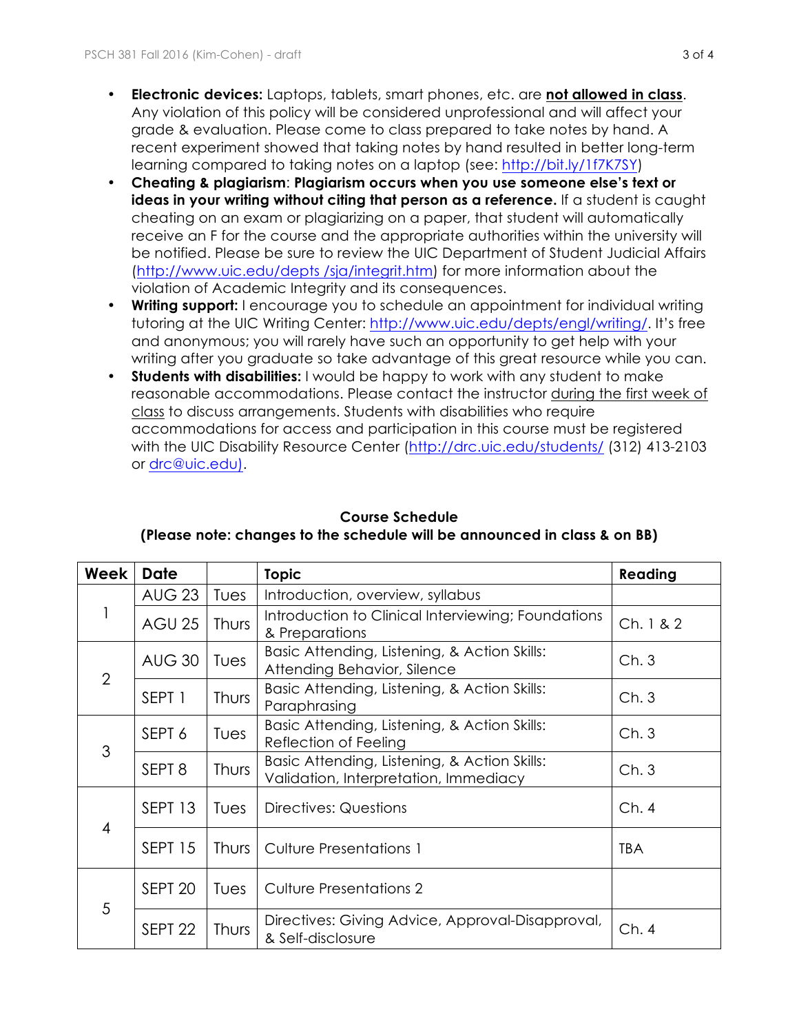- **Electronic devices:** Laptops, tablets, smart phones, etc. are **not allowed in class**. Any violation of this policy will be considered unprofessional and will affect your grade & evaluation. Please come to class prepared to take notes by hand. A recent experiment showed that taking notes by hand resulted in better long-term learning compared to taking notes on a laptop (see: http://bit.ly/1f7K7SY)
- **Cheating & plagiarism**: **Plagiarism occurs when you use someone else's text or ideas in your writing without citing that person as a reference.** If a student is caught cheating on an exam or plagiarizing on a paper, that student will automatically receive an F for the course and the appropriate authorities within the university will be notified. Please be sure to review the UIC Department of Student Judicial Affairs (http://www.uic.edu/depts /sja/integrit.htm) for more information about the violation of Academic Integrity and its consequences.
- **Writing support:** I encourage you to schedule an appointment for individual writing tutoring at the UIC Writing Center: http://www.uic.edu/depts/engl/writing/. It's free and anonymous; you will rarely have such an opportunity to get help with your writing after you graduate so take advantage of this great resource while you can.
- **Students with disabilities:** I would be happy to work with any student to make reasonable accommodations. Please contact the instructor during the first week of class to discuss arrangements. Students with disabilities who require accommodations for access and participation in this course must be registered with the UIC Disability Resource Center (http://drc.uic.edu/students/ (312) 413-2103 or drc@uic.edu).

**Course Schedule**
**(Please note: changes to the schedule will be announced in class & on BB)**

| Week | Date | | Topic | Reading |
|---|---|---|---|---|
| 1 | AUG 23 | Tues | Introduction, overview, syllabus | |
| | AGU 25 | Thurs | Introduction to Clinical Interviewing; Foundations & Preparations | Ch. 1 & 2 |
| 2 | AUG 30 | Tues | Basic Attending, Listening, & Action Skills: Attending Behavior, Silence | Ch. 3 |
| | SEPT 1 | Thurs | Basic Attending, Listening, & Action Skills: Paraphrasing | Ch. 3 |
| 3 | SEPT 6 | Tues | Basic Attending, Listening, & Action Skills: Reflection of Feeling | Ch. 3 |
| | SEPT 8 | Thurs | Basic Attending, Listening, & Action Skills: Validation, Interpretation, Immediacy | Ch. 3 |
| 4 | SEPT 13 | Tues | Directives: Questions | Ch. 4 |
| | SEPT 15 | Thurs | Culture Presentations 1 | TBA |
| 5 | SEPT 20 | Tues | Culture Presentations 2 | |
| | SEPT 22 | Thurs | Directives: Giving Advice, Approval-Disapproval, & Self-disclosure | Ch. 4 |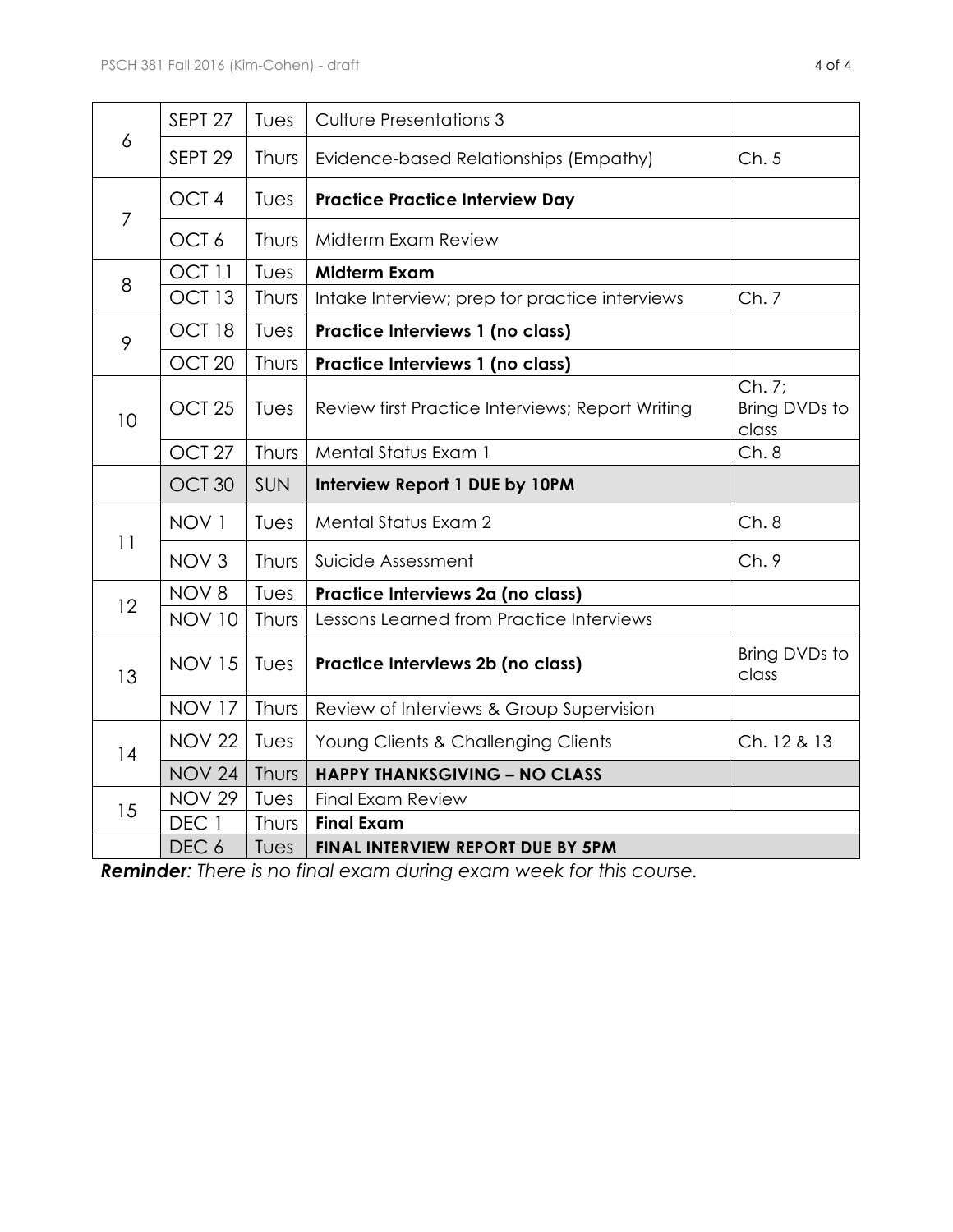| | | | | |
|---|---|---|---|---|
| 6 | SEPT 27 | Tues | Culture Presentations 3 | |
| | SEPT 29 | Thurs | Evidence-based Relationships (Empathy) | Ch. 5 |
| 7 | OCT 4 | Tues | **Practice Practice Interview Day** | |
| | OCT 6 | Thurs | Midterm Exam Review | |
| 8 | OCT 11 | Tues | **Midterm Exam** | |
| | OCT 13 | Thurs | Intake Interview; prep for practice interviews | Ch. 7 |
| 9 | OCT 18 | Tues | **Practice Interviews 1 (no class)** | |
| | OCT 20 | Thurs | **Practice Interviews 1 (no class)** | |
| 10 | OCT 25 | Tues | Review first Practice Interviews; Report Writing | Ch. 7; Bring DVDs to class |
| | OCT 27 | Thurs | Mental Status Exam 1 | Ch. 8 |
| | OCT 30 | SUN | **Interview Report 1 DUE by 10PM** | |
| 11 | NOV 1 | Tues | Mental Status Exam 2 | Ch. 8 |
| | NOV 3 | Thurs | Suicide Assessment | Ch. 9 |
| 12 | NOV 8 | Tues | **Practice Interviews 2a (no class)** | |
| | NOV 10 | Thurs | Lessons Learned from Practice Interviews | |
| 13 | NOV 15 | Tues | **Practice Interviews 2b (no class)** | Bring DVDs to class |
| | NOV 17 | Thurs | Review of Interviews & Group Supervision | |
| 14 | NOV 22 | Tues | Young Clients & Challenging Clients | Ch. 12 & 13 |
| | NOV 24 | Thurs | **HAPPY THANKSGIVING – NO CLASS** | |
| 15 | NOV 29 | Tues | Final Exam Review | |
| | DEC 1 | Thurs | **Final Exam** | |
| | DEC 6 | Tues | **FINAL INTERVIEW REPORT DUE BY 5PM** | |

***Reminder**: There is no final exam during exam week for this course.*